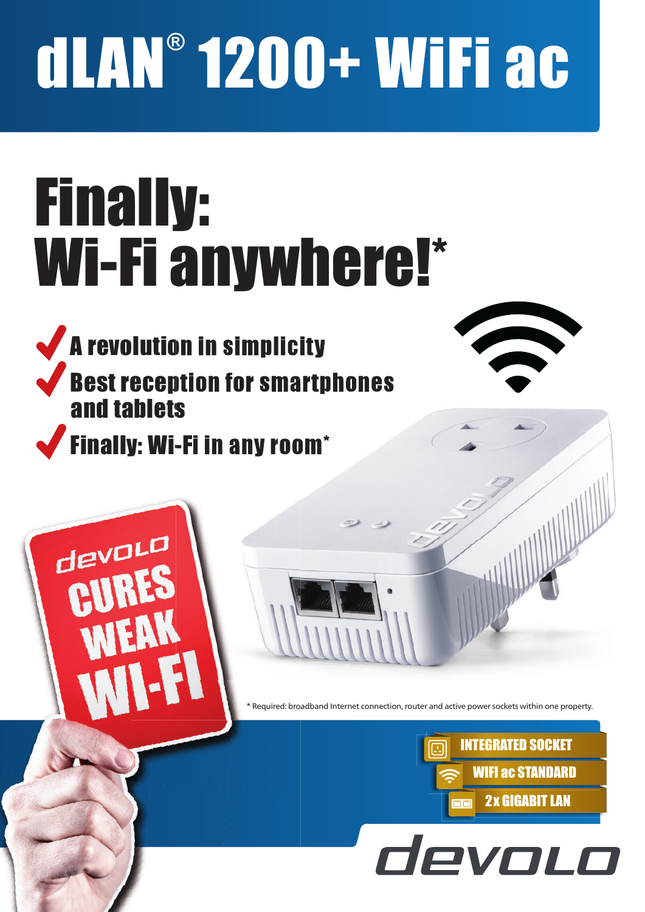# dLAN® 1200+ WiFi ac

## Finally: Wi-Fi anywhere!*

- A revolution in simplicity
- Best reception for smartphones and tablets
- Finally: Wi-Fi in any room*

devolo CURES WEAK WI-FI

* Required: broadband Internet connection, router and active power sockets within one property.

- INTEGRATED SOCKET
- WIFI ac STANDARD
- 2x GIGABIT LAN

devolo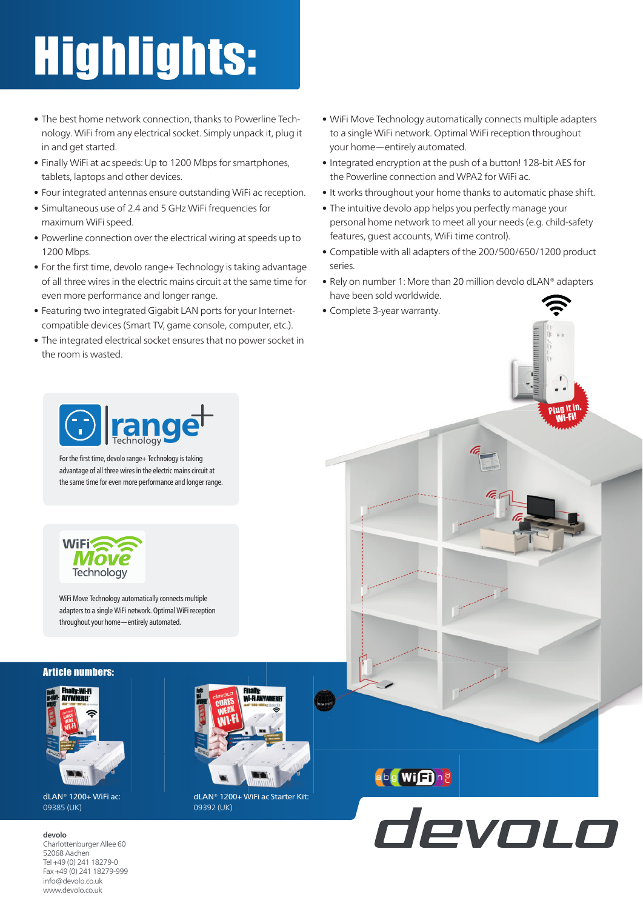# Highlights:

- The best home network connection, thanks to Powerline Technology. WiFi from any electrical socket. Simply unpack it, plug it in and get started.
- Finally WiFi at ac speeds: Up to 1200 Mbps for smartphones, tablets, laptops and other devices.
- Four integrated antennas ensure outstanding WiFi ac reception.
- Simultaneous use of 2.4 and 5 GHz WiFi frequencies for maximum WiFi speed.
- Powerline connection over the electrical wiring at speeds up to 1200 Mbps.
- For the first time, devolo range+ Technology is taking advantage of all three wires in the electric mains circuit at the same time for even more performance and longer range.
- Featuring two integrated Gigabit LAN ports for your Internet-compatible devices (Smart TV, game console, computer, etc.).
- The integrated electrical socket ensures that no power socket in the room is wasted.
- WiFi Move Technology automatically connects multiple adapters to a single WiFi network. Optimal WiFi reception throughout your home—entirely automated.
- Integrated encryption at the push of a button! 128-bit AES for the Powerline connection and WPA2 for WiFi ac.
- It works throughout your home thanks to automatic phase shift.
- The intuitive devolo app helps you perfectly manage your personal home network to meet all your needs (e.g. child-safety features, guest accounts, WiFi time control).
- Compatible with all adapters of the 200/500/650/1200 product series.
- Rely on number 1: More than 20 million devolo dLAN® adapters have been sold worldwide.
- Complete 3-year warranty.

Plug it in, Wi-Fi!

range+ Technology

For the first time, devolo range+ Technology is taking advantage of all three wires in the electric mains circuit at the same time for even more performance and longer range.

WiFi Move Technology

WiFi Move Technology automatically connects multiple adapters to a single WiFi network. Optimal WiFi reception throughout your home—entirely automated.

### Article numbers:

dLAN® 1200+ WiFi ac:
09385 (UK)

dLAN® 1200+ WiFi ac Starter Kit:
09392 (UK)

**devolo**
Charlottenburger Allee 60
52068 Aachen
Tel +49 (0) 241 18279-0
Fax +49 (0) 241 18279-999
info@devolo.co.uk
www.devolo.co.uk

devolo